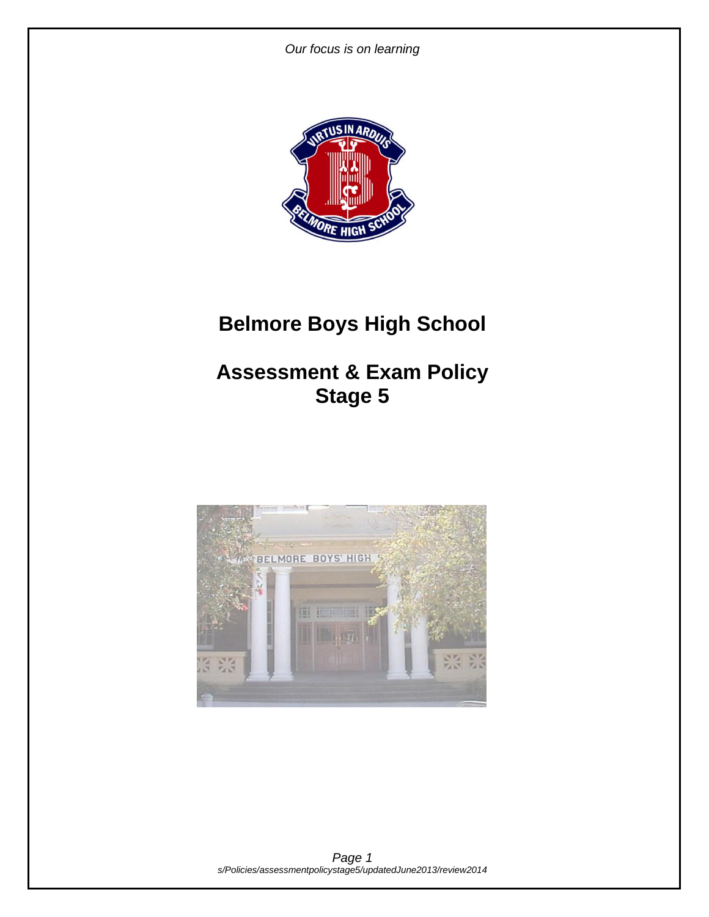*Our focus is on learning*

# Belmore Boys High School

## Assessment & Exam Policy
## Stage 5

s/Policies/assessmentpolicystage5/updatedJune2013/review2014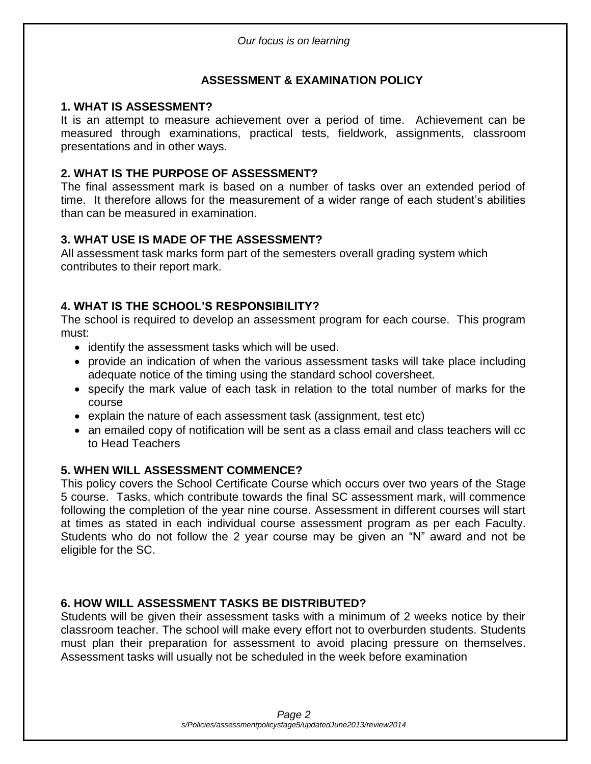*Our focus is on learning*

# ASSESSMENT & EXAMINATION POLICY

## 1. WHAT IS ASSESSMENT?

It is an attempt to measure achievement over a period of time. Achievement can be measured through examinations, practical tests, fieldwork, assignments, classroom presentations and in other ways.

## 2. WHAT IS THE PURPOSE OF ASSESSMENT?

The final assessment mark is based on a number of tasks over an extended period of time. It therefore allows for the measurement of a wider range of each student's abilities than can be measured in examination.

## 3. WHAT USE IS MADE OF THE ASSESSMENT?

All assessment task marks form part of the semesters overall grading system which contributes to their report mark.

## 4. WHAT IS THE SCHOOL'S RESPONSIBILITY?

The school is required to develop an assessment program for each course. This program must:

- identify the assessment tasks which will be used.
- provide an indication of when the various assessment tasks will take place including adequate notice of the timing using the standard school coversheet.
- specify the mark value of each task in relation to the total number of marks for the course
- explain the nature of each assessment task (assignment, test etc)
- an emailed copy of notification will be sent as a class email and class teachers will cc to Head Teachers

## 5. WHEN WILL ASSESSMENT COMMENCE?

This policy covers the School Certificate Course which occurs over two years of the Stage 5 course. Tasks, which contribute towards the final SC assessment mark, will commence following the completion of the year nine course. Assessment in different courses will start at times as stated in each individual course assessment program as per each Faculty. Students who do not follow the 2 year course may be given an "N" award and not be eligible for the SC.

## 6. HOW WILL ASSESSMENT TASKS BE DISTRIBUTED?

Students will be given their assessment tasks with a minimum of 2 weeks notice by their classroom teacher. The school will make every effort not to overburden students. Students must plan their preparation for assessment to avoid placing pressure on themselves. Assessment tasks will usually not be scheduled in the week before examination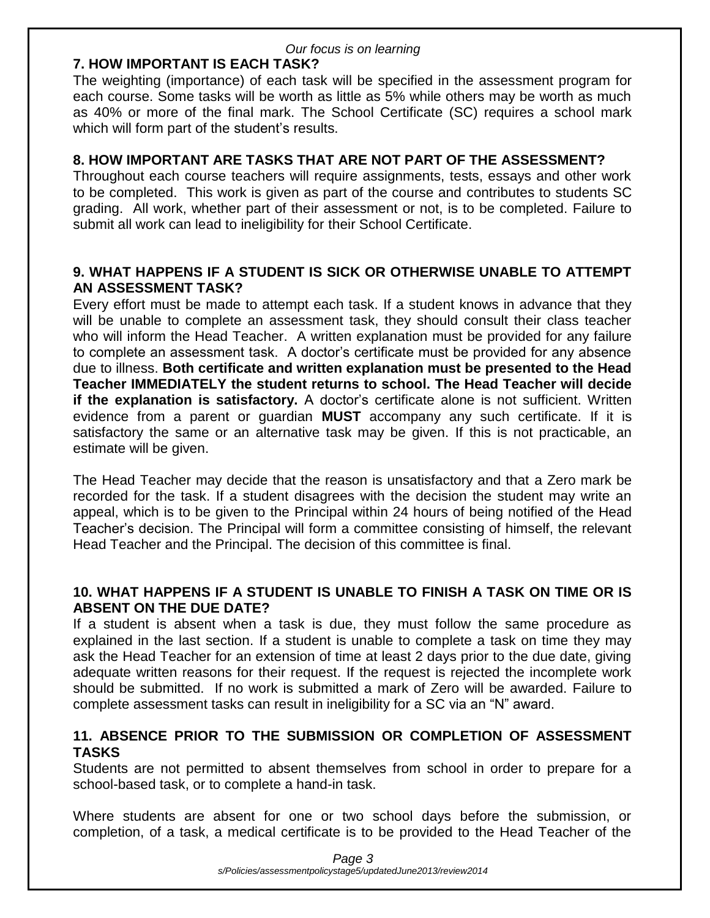## 7. HOW IMPORTANT IS EACH TASK?

The weighting (importance) of each task will be specified in the assessment program for each course. Some tasks will be worth as little as 5% while others may be worth as much as 40% or more of the final mark. The School Certificate (SC) requires a school mark which will form part of the student's results.

## 8. HOW IMPORTANT ARE TASKS THAT ARE NOT PART OF THE ASSESSMENT?

Throughout each course teachers will require assignments, tests, essays and other work to be completed. This work is given as part of the course and contributes to students SC grading. All work, whether part of their assessment or not, is to be completed. Failure to submit all work can lead to ineligibility for their School Certificate.

## 9. WHAT HAPPENS IF A STUDENT IS SICK OR OTHERWISE UNABLE TO ATTEMPT AN ASSESSMENT TASK?

Every effort must be made to attempt each task. If a student knows in advance that they will be unable to complete an assessment task, they should consult their class teacher who will inform the Head Teacher. A written explanation must be provided for any failure to complete an assessment task. A doctor's certificate must be provided for any absence due to illness. **Both certificate and written explanation must be presented to the Head Teacher IMMEDIATELY the student returns to school. The Head Teacher will decide if the explanation is satisfactory.** A doctor's certificate alone is not sufficient. Written evidence from a parent or guardian **MUST** accompany any such certificate. If it is satisfactory the same or an alternative task may be given. If this is not practicable, an estimate will be given.

The Head Teacher may decide that the reason is unsatisfactory and that a Zero mark be recorded for the task. If a student disagrees with the decision the student may write an appeal, which is to be given to the Principal within 24 hours of being notified of the Head Teacher's decision. The Principal will form a committee consisting of himself, the relevant Head Teacher and the Principal. The decision of this committee is final.

## 10. WHAT HAPPENS IF A STUDENT IS UNABLE TO FINISH A TASK ON TIME OR IS ABSENT ON THE DUE DATE?

If a student is absent when a task is due, they must follow the same procedure as explained in the last section. If a student is unable to complete a task on time they may ask the Head Teacher for an extension of time at least 2 days prior to the due date, giving adequate written reasons for their request. If the request is rejected the incomplete work should be submitted. If no work is submitted a mark of Zero will be awarded. Failure to complete assessment tasks can result in ineligibility for a SC via an "N" award.

## 11. ABSENCE PRIOR TO THE SUBMISSION OR COMPLETION OF ASSESSMENT TASKS

Students are not permitted to absent themselves from school in order to prepare for a school-based task, or to complete a hand-in task.

Where students are absent for one or two school days before the submission, or completion, of a task, a medical certificate is to be provided to the Head Teacher of the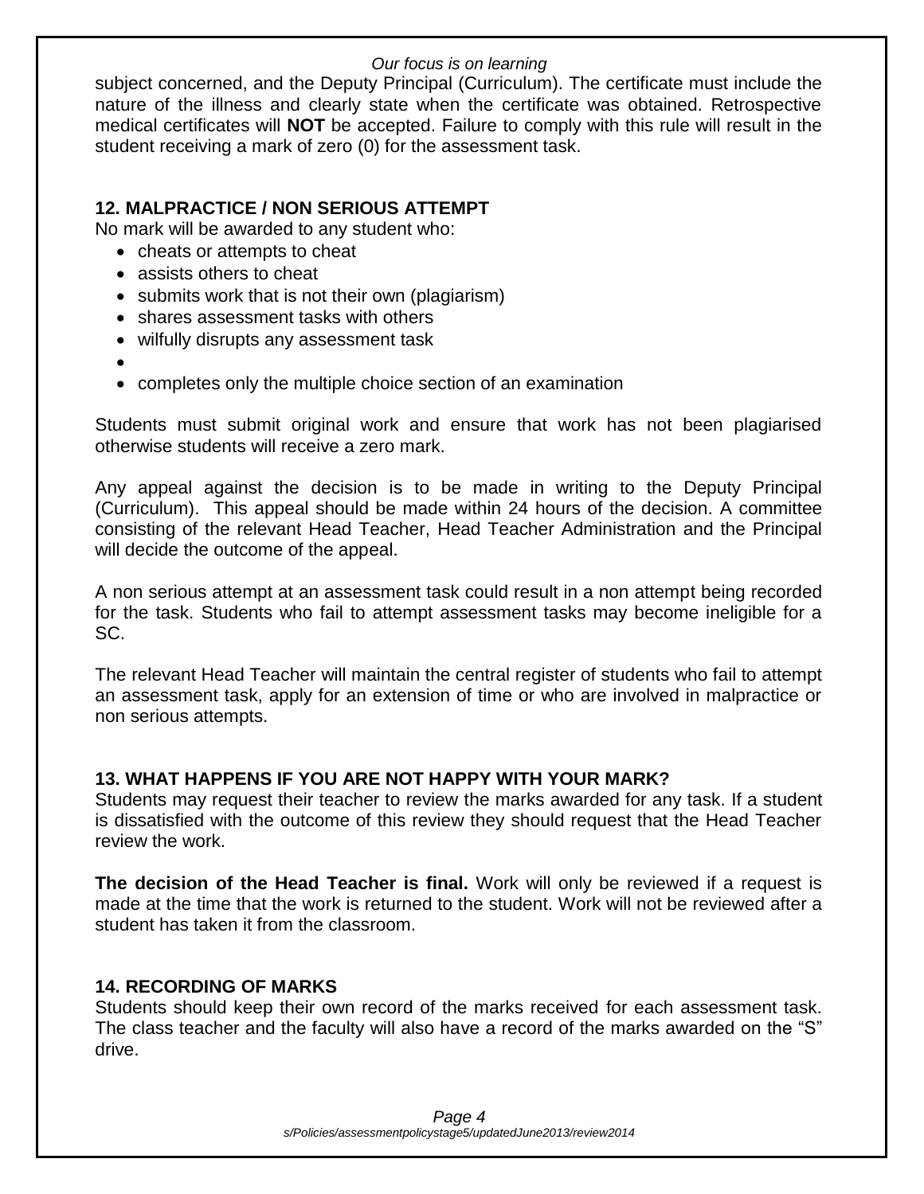subject concerned, and the Deputy Principal (Curriculum). The certificate must include the nature of the illness and clearly state when the certificate was obtained. Retrospective medical certificates will **NOT** be accepted. Failure to comply with this rule will result in the student receiving a mark of zero (0) for the assessment task.

## 12. MALPRACTICE / NON SERIOUS ATTEMPT

No mark will be awarded to any student who:

- cheats or attempts to cheat
- assists others to cheat
- submits work that is not their own (plagiarism)
- shares assessment tasks with others
- wilfully disrupts any assessment task
- 
- completes only the multiple choice section of an examination

Students must submit original work and ensure that work has not been plagiarised otherwise students will receive a zero mark.

Any appeal against the decision is to be made in writing to the Deputy Principal (Curriculum). This appeal should be made within 24 hours of the decision. A committee consisting of the relevant Head Teacher, Head Teacher Administration and the Principal will decide the outcome of the appeal.

A non serious attempt at an assessment task could result in a non attempt being recorded for the task. Students who fail to attempt assessment tasks may become ineligible for a SC.

The relevant Head Teacher will maintain the central register of students who fail to attempt an assessment task, apply for an extension of time or who are involved in malpractice or non serious attempts.

## 13. WHAT HAPPENS IF YOU ARE NOT HAPPY WITH YOUR MARK?

Students may request their teacher to review the marks awarded for any task. If a student is dissatisfied with the outcome of this review they should request that the Head Teacher review the work.

**The decision of the Head Teacher is final.** Work will only be reviewed if a request is made at the time that the work is returned to the student. Work will not be reviewed after a student has taken it from the classroom.

## 14. RECORDING OF MARKS

Students should keep their own record of the marks received for each assessment task. The class teacher and the faculty will also have a record of the marks awarded on the "S" drive.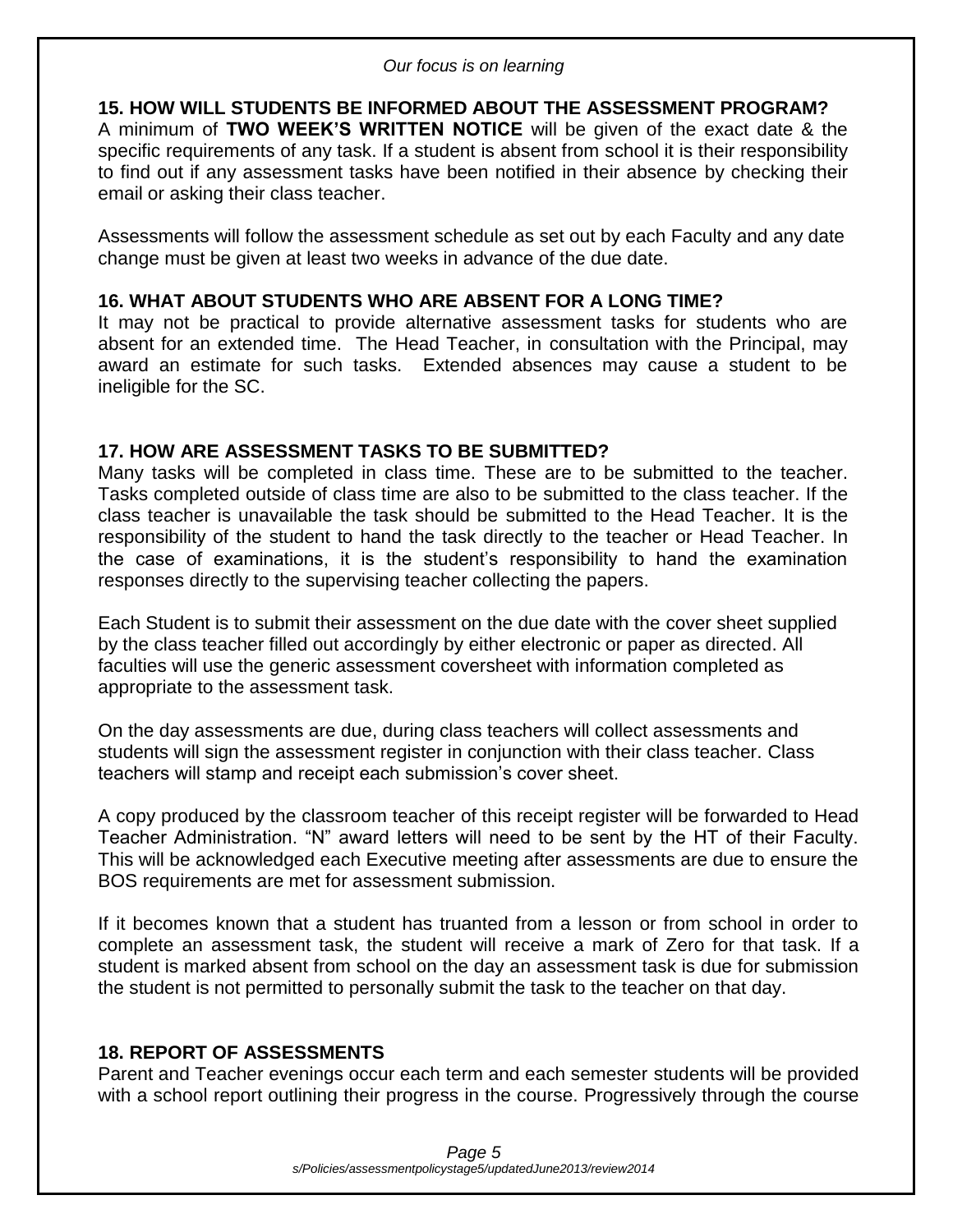## 15. HOW WILL STUDENTS BE INFORMED ABOUT THE ASSESSMENT PROGRAM?

A minimum of **TWO WEEK'S WRITTEN NOTICE** will be given of the exact date & the specific requirements of any task. If a student is absent from school it is their responsibility to find out if any assessment tasks have been notified in their absence by checking their email or asking their class teacher.

Assessments will follow the assessment schedule as set out by each Faculty and any date change must be given at least two weeks in advance of the due date.

## 16. WHAT ABOUT STUDENTS WHO ARE ABSENT FOR A LONG TIME?

It may not be practical to provide alternative assessment tasks for students who are absent for an extended time. The Head Teacher, in consultation with the Principal, may award an estimate for such tasks. Extended absences may cause a student to be ineligible for the SC.

## 17. HOW ARE ASSESSMENT TASKS TO BE SUBMITTED?

Many tasks will be completed in class time. These are to be submitted to the teacher. Tasks completed outside of class time are also to be submitted to the class teacher. If the class teacher is unavailable the task should be submitted to the Head Teacher. It is the responsibility of the student to hand the task directly to the teacher or Head Teacher. In the case of examinations, it is the student's responsibility to hand the examination responses directly to the supervising teacher collecting the papers.

Each Student is to submit their assessment on the due date with the cover sheet supplied by the class teacher filled out accordingly by either electronic or paper as directed. All faculties will use the generic assessment coversheet with information completed as appropriate to the assessment task.

On the day assessments are due, during class teachers will collect assessments and students will sign the assessment register in conjunction with their class teacher. Class teachers will stamp and receipt each submission's cover sheet.

A copy produced by the classroom teacher of this receipt register will be forwarded to Head Teacher Administration. "N" award letters will need to be sent by the HT of their Faculty. This will be acknowledged each Executive meeting after assessments are due to ensure the BOS requirements are met for assessment submission.

If it becomes known that a student has truanted from a lesson or from school in order to complete an assessment task, the student will receive a mark of Zero for that task. If a student is marked absent from school on the day an assessment task is due for submission the student is not permitted to personally submit the task to the teacher on that day.

## 18. REPORT OF ASSESSMENTS

Parent and Teacher evenings occur each term and each semester students will be provided with a school report outlining their progress in the course. Progressively through the course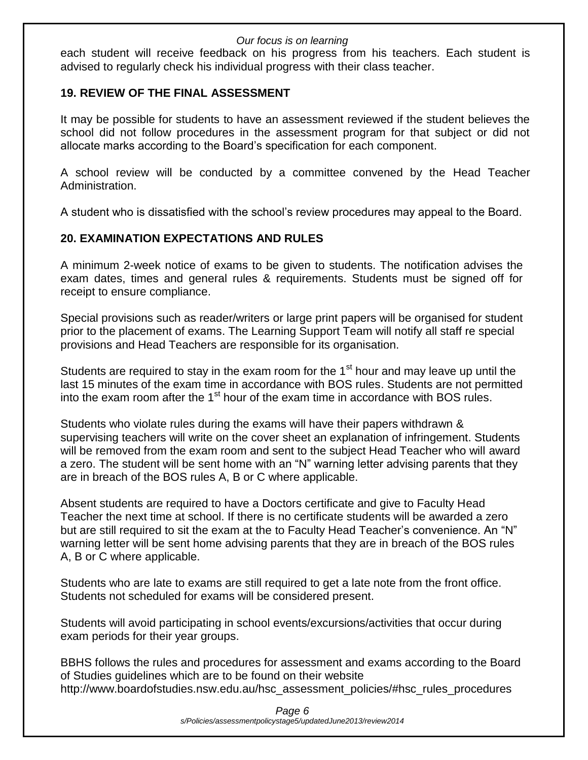each student will receive feedback on his progress from his teachers. Each student is advised to regularly check his individual progress with their class teacher.

## 19. REVIEW OF THE FINAL ASSESSMENT

It may be possible for students to have an assessment reviewed if the student believes the school did not follow procedures in the assessment program for that subject or did not allocate marks according to the Board's specification for each component.

A school review will be conducted by a committee convened by the Head Teacher Administration.

A student who is dissatisfied with the school's review procedures may appeal to the Board.

## 20. EXAMINATION EXPECTATIONS AND RULES

A minimum 2-week notice of exams to be given to students. The notification advises the exam dates, times and general rules & requirements. Students must be signed off for receipt to ensure compliance.

Special provisions such as reader/writers or large print papers will be organised for student prior to the placement of exams. The Learning Support Team will notify all staff re special provisions and Head Teachers are responsible for its organisation.

Students are required to stay in the exam room for the 1st hour and may leave up until the last 15 minutes of the exam time in accordance with BOS rules. Students are not permitted into the exam room after the 1st hour of the exam time in accordance with BOS rules.

Students who violate rules during the exams will have their papers withdrawn & supervising teachers will write on the cover sheet an explanation of infringement. Students will be removed from the exam room and sent to the subject Head Teacher who will award a zero. The student will be sent home with an "N" warning letter advising parents that they are in breach of the BOS rules A, B or C where applicable.

Absent students are required to have a Doctors certificate and give to Faculty Head Teacher the next time at school. If there is no certificate students will be awarded a zero but are still required to sit the exam at the to Faculty Head Teacher's convenience. An "N" warning letter will be sent home advising parents that they are in breach of the BOS rules A, B or C where applicable.

Students who are late to exams are still required to get a late note from the front office. Students not scheduled for exams will be considered present.

Students will avoid participating in school events/excursions/activities that occur during exam periods for their year groups.

BBHS follows the rules and procedures for assessment and exams according to the Board of Studies guidelines which are to be found on their website http://www.boardofstudies.nsw.edu.au/hsc_assessment_policies/#hsc_rules_procedures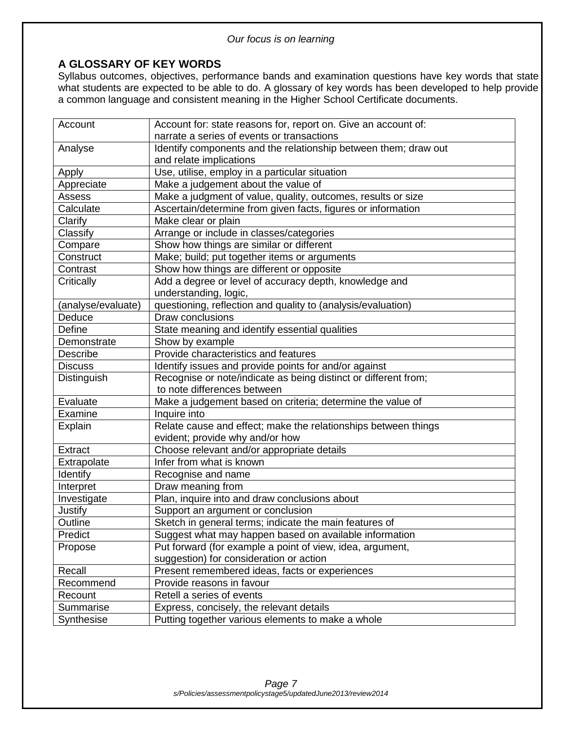*Our focus is on learning*

## A GLOSSARY OF KEY WORDS

Syllabus outcomes, objectives, performance bands and examination questions have key words that state what students are expected to be able to do. A glossary of key words has been developed to help provide a common language and consistent meaning in the Higher School Certificate documents.

| | |
|---|---|
| Account | Account for: state reasons for, report on. Give an account of: narrate a series of events or transactions |
| Analyse | Identify components and the relationship between them; draw out and relate implications |
| Apply | Use, utilise, employ in a particular situation |
| Appreciate | Make a judgement about the value of |
| Assess | Make a judgment of value, quality, outcomes, results or size |
| Calculate | Ascertain/determine from given facts, figures or information |
| Clarify | Make clear or plain |
| Classify | Arrange or include in classes/categories |
| Compare | Show how things are similar or different |
| Construct | Make; build; put together items or arguments |
| Contrast | Show how things are different or opposite |
| Critically | Add a degree or level of accuracy depth, knowledge and understanding, logic, |
| (analyse/evaluate) | questioning, reflection and quality to (analysis/evaluation) |
| Deduce | Draw conclusions |
| Define | State meaning and identify essential qualities |
| Demonstrate | Show by example |
| Describe | Provide characteristics and features |
| Discuss | Identify issues and provide points for and/or against |
| Distinguish | Recognise or note/indicate as being distinct or different from; to note differences between |
| Evaluate | Make a judgement based on criteria; determine the value of |
| Examine | Inquire into |
| Explain | Relate cause and effect; make the relationships between things evident; provide why and/or how |
| Extract | Choose relevant and/or appropriate details |
| Extrapolate | Infer from what is known |
| Identify | Recognise and name |
| Interpret | Draw meaning from |
| Investigate | Plan, inquire into and draw conclusions about |
| Justify | Support an argument or conclusion |
| Outline | Sketch in general terms; indicate the main features of |
| Predict | Suggest what may happen based on available information |
| Propose | Put forward (for example a point of view, idea, argument, suggestion) for consideration or action |
| Recall | Present remembered ideas, facts or experiences |
| Recommend | Provide reasons in favour |
| Recount | Retell a series of events |
| Summarise | Express, concisely, the relevant details |
| Synthesise | Putting together various elements to make a whole |

s/Policies/assessmentpolicystage5/updatedJune2013/review2014